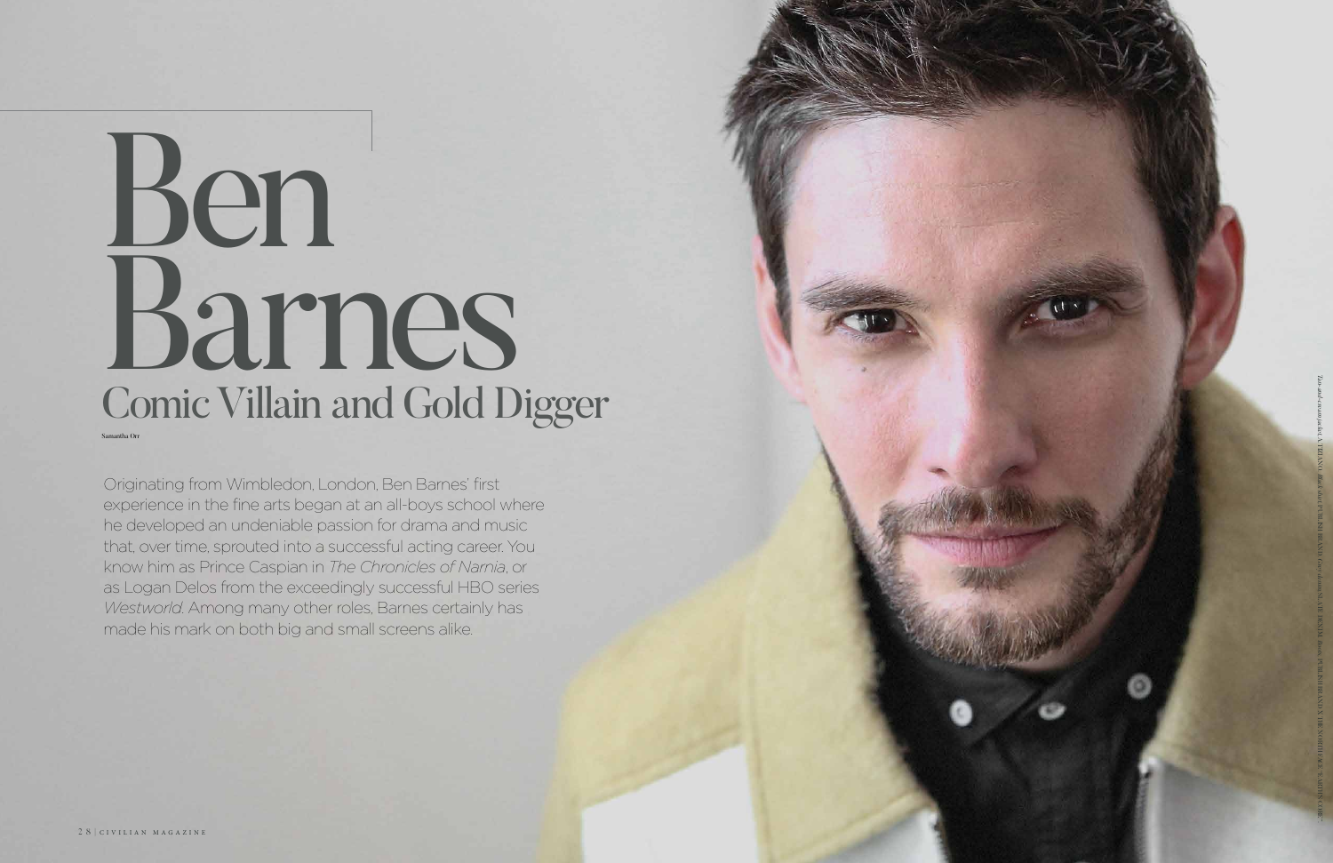# Ben Barnes

## Comic Villain and Gold Digger

Samantha Orr

Originating from Wimbledon, London, Ben Barnes' first experience in the fine arts began at an all-boys school where he developed an undeniable passion for drama and music that, over time, sprouted into a successful acting career. You know him as Prince Caspian in *The Chronicles of Narnia*, or as Logan Delos from the exceedingly successful HBO series *Westworld*. Among many other roles, Barnes certainly has made his mark on both big and small screens alike.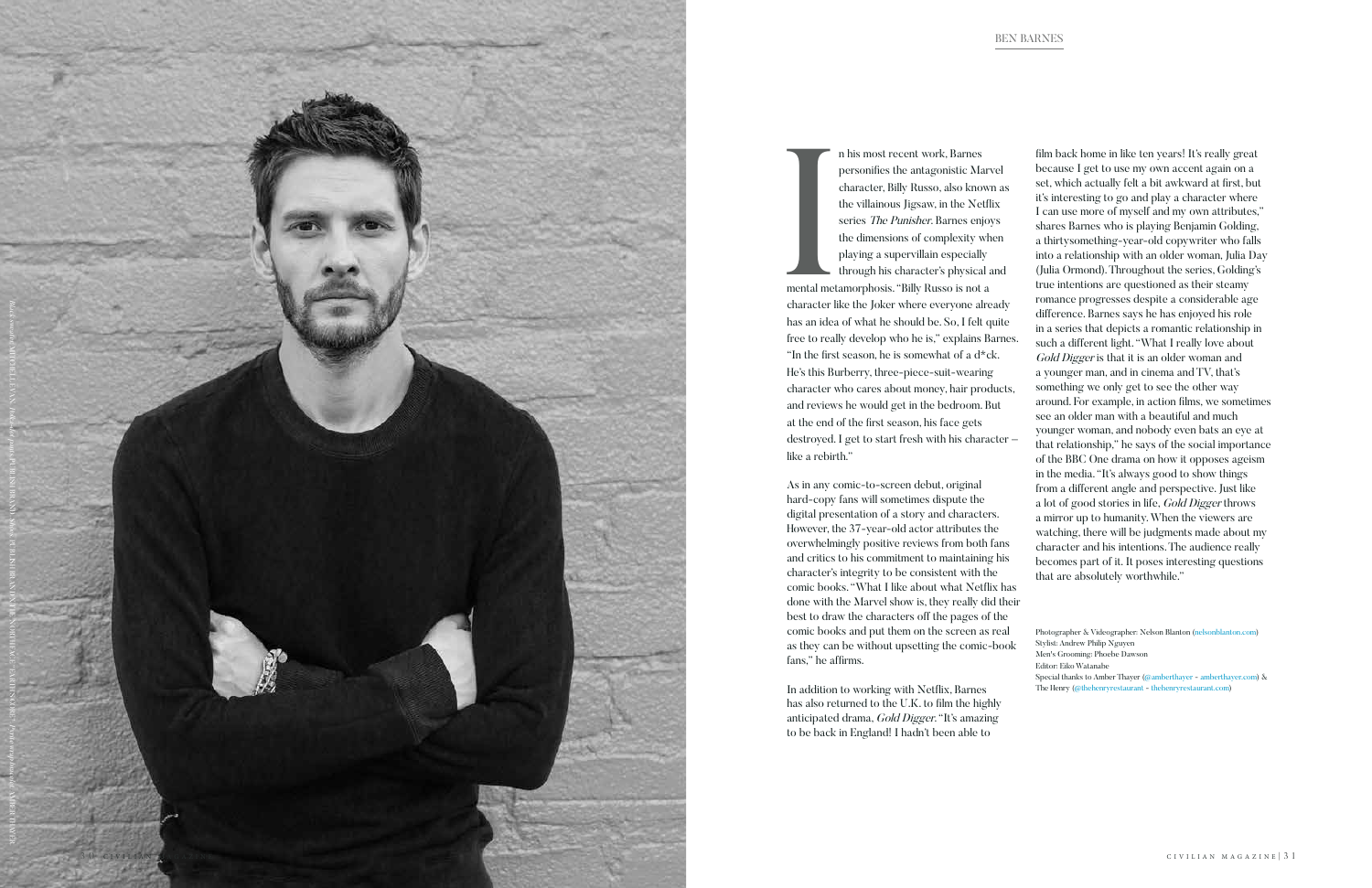In his most recent work, Barnes personifies the antagonistic Marvel character, Billy Russo, also known as the villainous Jigsaw, in the Netflix series *The Punisher*. Barnes enjoys the dimensions of complexity when playing a supervillain especially through his character's physical and mental metamorphosis. "Billy Russo is not a character like the Joker where everyone already has an idea of what he should be. So, I felt quite free to really develop who he is," explains Barnes. "In the first season, he is somewhat of a d*ck. He's this Burberry, three-piece-suit-wearing character who cares about money, hair products, and reviews he would get in the bedroom. But at the end of the first season, his face gets destroyed. I get to start fresh with his character – like a rebirth."

As in any comic-to-screen debut, original hard-copy fans will sometimes dispute the digital presentation of a story and characters. However, the 37-year-old actor attributes the overwhelmingly positive reviews from both fans and critics to his commitment to maintaining his character's integrity to be consistent with the comic books. "What I like about what Netflix has done with the Marvel show is, they really did their best to draw the characters off the pages of the comic books and put them on the screen as real as they can be without upsetting the comic-book fans," he affirms.

In addition to working with Netflix, Barnes has also returned to the U.K. to film the highly anticipated drama, *Gold Digger*. "It's amazing to be back in England! I hadn't been able to film back home in like ten years! It's really great because I get to use my own accent again on a set, which actually felt a bit awkward at first, but it's interesting to go and play a character where I can use more of myself and my own attributes," shares Barnes who is playing Benjamin Golding, a thirtysomething-year-old copywriter who falls into a relationship with an older woman, Julia Day (Julia Ormond). Throughout the series, Golding's true intentions are questioned as their steamy romance progresses despite a considerable age difference. Barnes says he has enjoyed his role in a series that depicts a romantic relationship in such a different light. "What I really love about *Gold Digger* is that it is an older woman and a younger man, and in cinema and TV, that's something we only get to see the other way around. For example, in action films, we sometimes see an older man with a beautiful and much younger woman, and nobody even bats an eye at that relationship," he says of the social importance of the BBC One drama on how it opposes ageism in the media. "It's always good to show things from a different angle and perspective. Just like a lot of good stories in life, *Gold Digger* throws a mirror up to humanity. When the viewers are watching, there will be judgments made about my character and his intentions. The audience really becomes part of it. It poses interesting questions that are absolutely worthwhile."

Photographer & Videographer: Nelson Blanton (nelsonblanton.com)
Stylist: Andrew Philip Nguyen
Men's Grooming: Phoebe Dawson
Editor: Eiko Watanabe
Special thanks to Amber Thayer (@amberthayer - amberthayer.com) & The Henry (@thehenryrestaurant - thehenryrestaurant.com)